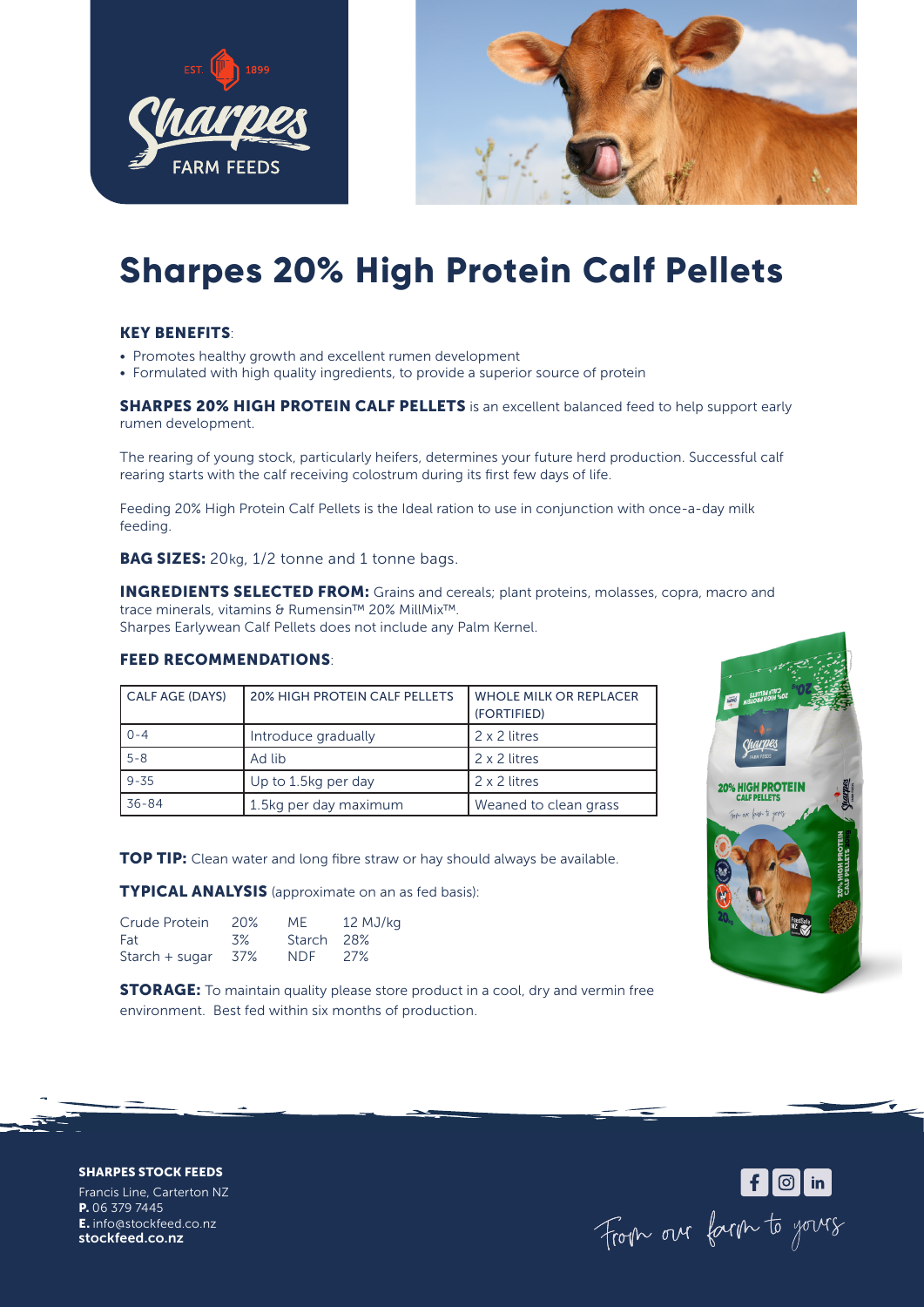# Sharpes 20% High Protein Calf Pellets

**KEY BENEFITS**:

- Promotes healthy growth and excellent rumen development
- Formulated with high quality ingredients, to provide a superior source of protein

**SHARPES 20% HIGH PROTEIN CALF PELLETS** is an excellent balanced feed to help support early rumen development.

The rearing of young stock, particularly heifers, determines your future herd production. Successful calf rearing starts with the calf receiving colostrum during its first few days of life.

Feeding 20% High Protein Calf Pellets is the Ideal ration to use in conjunction with once-a-day milk feeding.

**BAG SIZES:** 20kg, 1/2 tonne and 1 tonne bags.

**INGREDIENTS SELECTED FROM:** Grains and cereals; plant proteins, molasses, copra, macro and trace minerals, vitamins & Rumensin™ 20% MillMix™.
Sharpes Earlywean Calf Pellets does not include any Palm Kernel.

**FEED RECOMMENDATIONS**:

| CALF AGE (DAYS) | 20% HIGH PROTEIN CALF PELLETS | WHOLE MILK OR REPLACER (FORTIFIED) |
|---|---|---|
| 0-4 | Introduce gradually | 2 x 2 litres |
| 5-8 | Ad lib | 2 x 2 litres |
| 9-35 | Up to 1.5kg per day | 2 x 2 litres |
| 36-84 | 1.5kg per day maximum | Weaned to clean grass |

**TOP TIP:** Clean water and long fibre straw or hay should always be available.

**TYPICAL ANALYSIS** (approximate on an as fed basis):

| | | | |
|---|---|---|---|
| Crude Protein | 20% | ME | 12 MJ/kg |
| Fat | 3% | Starch | 28% |
| Starch + sugar | 37% | NDF | 27% |

**STORAGE:** To maintain quality please store product in a cool, dry and vermin free environment. Best fed within six months of production.

**SHARPES STOCK FEEDS**
Francis Line, Carterton NZ
**P.** 06 379 7445
**E.** info@stockfeed.co.nz
**stockfeed.co.nz**

From our farm to yours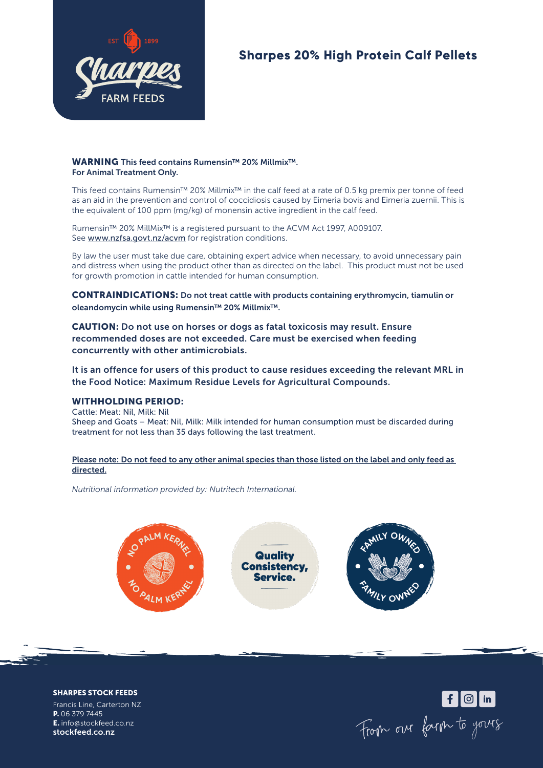# Sharpes 20% High Protein Calf Pellets

**WARNING** **This feed contains Rumensin™ 20% Millmix™.**
**For Animal Treatment Only.**

This feed contains Rumensin™ 20% Millmix™ in the calf feed at a rate of 0.5 kg premix per tonne of feed as an aid in the prevention and control of coccidiosis caused by Eimeria bovis and Eimeria zuernii. This is the equivalent of 100 ppm (mg/kg) of monensin active ingredient in the calf feed.

Rumensin™ 20% MillMix™ is a registered pursuant to the ACVM Act 1997, A009107.
See www.nzfsa.govt.nz/acvm for registration conditions.

By law the user must take due care, obtaining expert advice when necessary, to avoid unnecessary pain and distress when using the product other than as directed on the label. This product must not be used for growth promotion in cattle intended for human consumption.

**CONTRAINDICATIONS:** **Do not treat cattle with products containing erythromycin, tiamulin or oleandomycin while using Rumensin™ 20% Millmix™.**

**CAUTION:** **Do not use on horses or dogs as fatal toxicosis may result. Ensure recommended doses are not exceeded. Care must be exercised when feeding concurrently with other antimicrobials.**

**It is an offence for users of this product to cause residues exceeding the relevant MRL in the Food Notice: Maximum Residue Levels for Agricultural Compounds.**

**WITHHOLDING PERIOD:**

Cattle: Meat: Nil, Milk: Nil
Sheep and Goats – Meat: Nil, Milk: Milk intended for human consumption must be discarded during treatment for not less than 35 days following the last treatment.

Please note: Do not feed to any other animal species than those listed on the label and only feed as directed.

*Nutritional information provided by: Nutritech International.*

**SHARPES STOCK FEEDS**
Francis Line, Carterton NZ
**P.** 06 379 7445
**E.** info@stockfeed.co.nz
**stockfeed.co.nz**

From our farm to yours